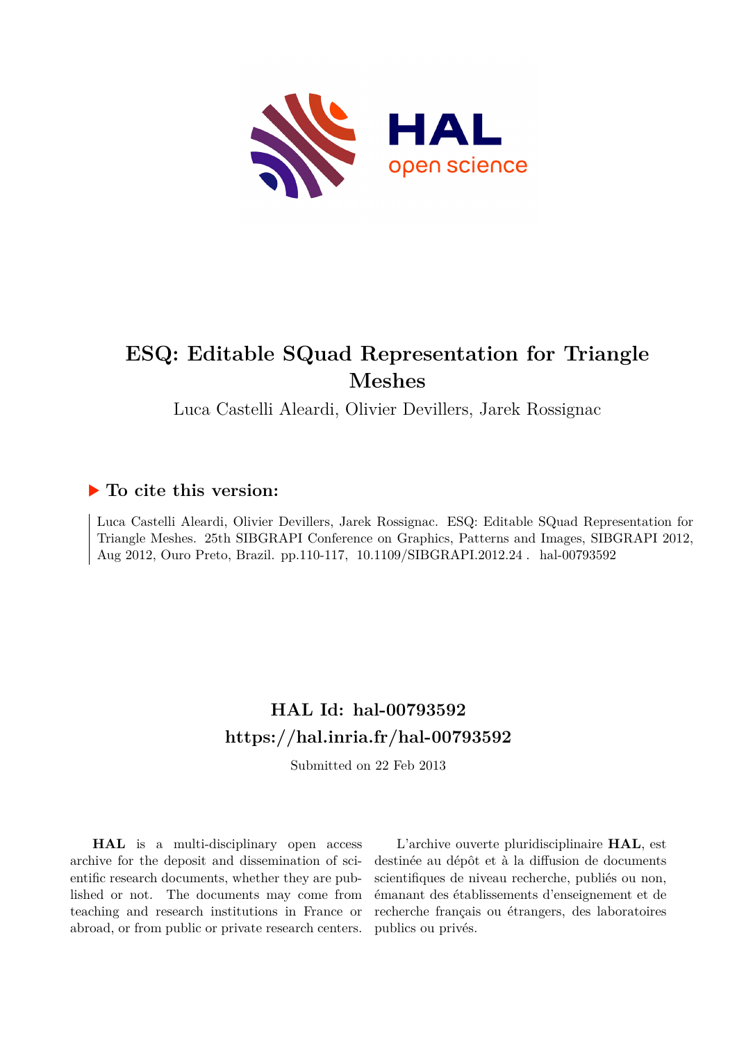# ESQ: Editable SQuad Representation for Triangle Meshes

Luca Castelli Aleardi, Olivier Devillers, Jarek Rossignac

## ▶ To cite this version:

Luca Castelli Aleardi, Olivier Devillers, Jarek Rossignac. ESQ: Editable SQuad Representation for Triangle Meshes. 25th SIBGRAPI Conference on Graphics, Patterns and Images, SIBGRAPI 2012, Aug 2012, Ouro Preto, Brazil. pp.110-117, 10.1109/SIBGRAPI.2012.24 . hal-00793592

## HAL Id: hal-00793592
## https://hal.inria.fr/hal-00793592

Submitted on 22 Feb 2013

**HAL** is a multi-disciplinary open access archive for the deposit and dissemination of scientific research documents, whether they are published or not. The documents may come from teaching and research institutions in France or abroad, or from public or private research centers.

L'archive ouverte pluridisciplinaire **HAL**, est destinée au dépôt et à la diffusion de documents scientifiques de niveau recherche, publiés ou non, émanant des établissements d'enseignement et de recherche français ou étrangers, des laboratoires publics ou privés.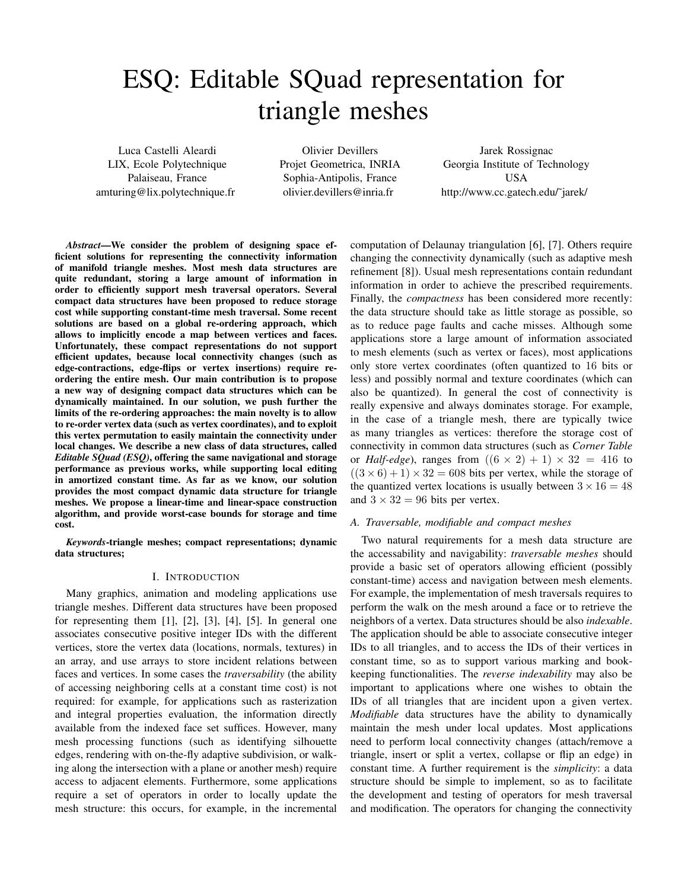# ESQ: Editable SQuad representation for triangle meshes

Luca Castelli Aleardi
LIX, Ecole Polytechnique
Palaiseau, France
amturing@lix.polytechnique.fr

Olivier Devillers
Projet Geometrica, INRIA
Sophia-Antipolis, France
olivier.devillers@inria.fr

Jarek Rossignac
Georgia Institute of Technology
USA
http://www.cc.gatech.edu/~jarek/

***Abstract*—We consider the problem of designing space efficient solutions for representing the connectivity information of manifold triangle meshes. Most mesh data structures are quite redundant, storing a large amount of information in order to efficiently support mesh traversal operators. Several compact data structures have been proposed to reduce storage cost while supporting constant-time mesh traversal. Some recent solutions are based on a global re-ordering approach, which allows to implicitly encode a map between vertices and faces. Unfortunately, these compact representations do not support efficient updates, because local connectivity changes (such as edge-contractions, edge-flips or vertex insertions) require re-ordering the entire mesh. Our main contribution is to propose a new way of designing compact data structures which can be dynamically maintained. In our solution, we push further the limits of the re-ordering approaches: the main novelty is to allow to re-order vertex data (such as vertex coordinates), and to exploit this vertex permutation to easily maintain the connectivity under local changes. We describe a new class of data structures, called *Editable SQuad (ESQ)*, offering the same navigational and storage performance as previous works, while supporting local editing in amortized constant time. As far as we know, our solution provides the most compact dynamic data structure for triangle meshes. We propose a linear-time and linear-space construction algorithm, and provide worst-case bounds for storage and time cost.**

***Keywords*-triangle meshes; compact representations; dynamic data structures;**

## I. Introduction

Many graphics, animation and modeling applications use triangle meshes. Different data structures have been proposed for representing them [1], [2], [3], [4], [5]. In general one associates consecutive positive integer IDs with the different vertices, store the vertex data (locations, normals, textures) in an array, and use arrays to store incident relations between faces and vertices. In some cases the *traversability* (the ability of accessing neighboring cells at a constant time cost) is not required: for example, for applications such as rasterization and integral properties evaluation, the information directly available from the indexed face set suffices. However, many mesh processing functions (such as identifying silhouette edges, rendering with on-the-fly adaptive subdivision, or walking along the intersection with a plane or another mesh) require access to adjacent elements. Furthermore, some applications require a set of operators in order to locally update the mesh structure: this occurs, for example, in the incremental computation of Delaunay triangulation [6], [7]. Others require changing the connectivity dynamically (such as adaptive mesh refinement [8]). Usual mesh representations contain redundant information in order to achieve the prescribed requirements. Finally, the *compactness* has been considered more recently: the data structure should take as little storage as possible, so as to reduce page faults and cache misses. Although some applications store a large amount of information associated to mesh elements (such as vertex or faces), most applications only store vertex coordinates (often quantized to 16 bits or less) and possibly normal and texture coordinates (which can also be quantized). In general the cost of connectivity is really expensive and always dominates storage. For example, in the case of a triangle mesh, there are typically twice as many triangles as vertices: therefore the storage cost of connectivity in common data structures (such as *Corner Table* or *Half-edge*), ranges from $((6 \times 2) + 1) \times 32 = 416$ to $((3 \times 6) + 1) \times 32 = 608$ bits per vertex, while the storage of the quantized vertex locations is usually between $3 \times 16 = 48$ and $3 \times 32 = 96$ bits per vertex.

### A. Traversable, modifiable and compact meshes

Two natural requirements for a mesh data structure are the accessability and navigability: *traversable meshes* should provide a basic set of operators allowing efficient (possibly constant-time) access and navigation between mesh elements. For example, the implementation of mesh traversals requires to perform the walk on the mesh around a face or to retrieve the neighbors of a vertex. Data structures should be also *indexable*. The application should be able to associate consecutive integer IDs to all triangles, and to access the IDs of their vertices in constant time, so as to support various marking and bookkeeping functionalities. The *reverse indexability* may also be important to applications where one wishes to obtain the IDs of all triangles that are incident upon a given vertex. *Modifiable* data structures have the ability to dynamically maintain the mesh under local updates. Most applications need to perform local connectivity changes (attach/remove a triangle, insert or split a vertex, collapse or flip an edge) in constant time. A further requirement is the *simplicity*: a data structure should be simple to implement, so as to facilitate the development and testing of operators for mesh traversal and modification. The operators for changing the connectivity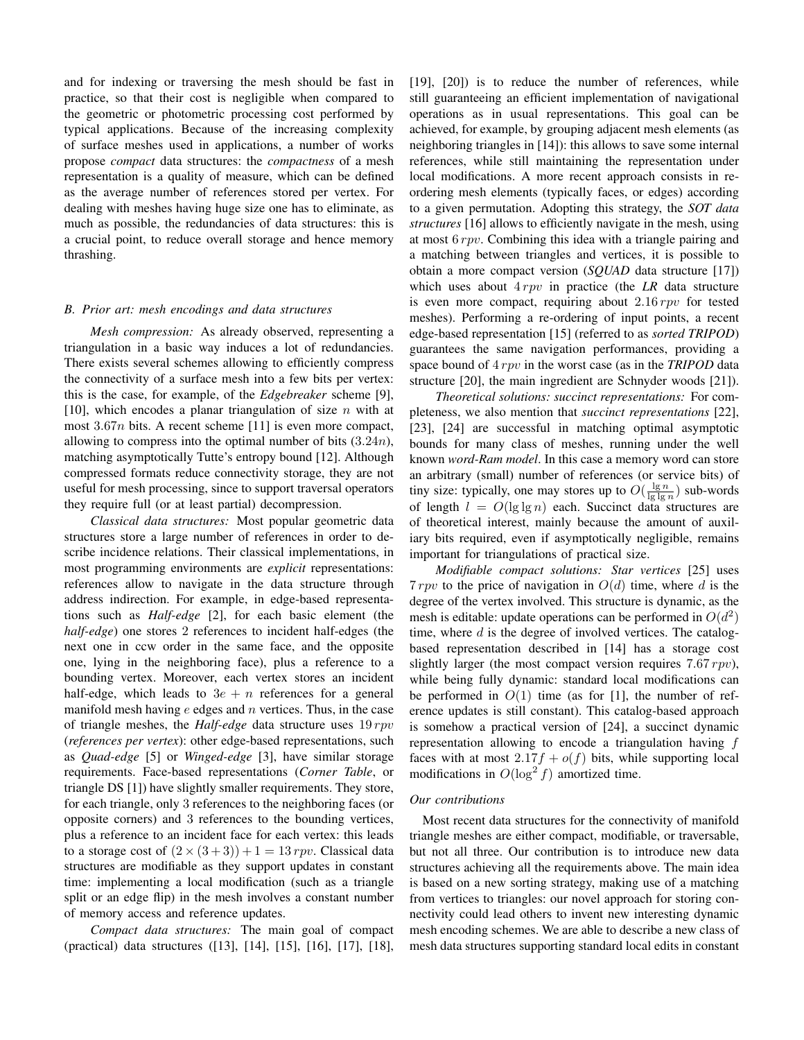and for indexing or traversing the mesh should be fast in practice, so that their cost is negligible when compared to the geometric or photometric processing cost performed by typical applications. Because of the increasing complexity of surface meshes used in applications, a number of works propose *compact* data structures: the *compactness* of a mesh representation is a quality of measure, which can be defined as the average number of references stored per vertex. For dealing with meshes having huge size one has to eliminate, as much as possible, the redundancies of data structures: this is a crucial point, to reduce overall storage and hence memory thrashing.

### B. Prior art: mesh encodings and data structures

*Mesh compression:* As already observed, representing a triangulation in a basic way induces a lot of redundancies. There exists several schemes allowing to efficiently compress the connectivity of a surface mesh into a few bits per vertex: this is the case, for example, of the *Edgebreaker* scheme [9], [10], which encodes a planar triangulation of size $n$ with at most $3.67n$ bits. A recent scheme [11] is even more compact, allowing to compress into the optimal number of bits ($3.24n$), matching asymptotically Tutte's entropy bound [12]. Although compressed formats reduce connectivity storage, they are not useful for mesh processing, since to support traversal operators they require full (or at least partial) decompression.

*Classical data structures:* Most popular geometric data structures store a large number of references in order to describe incidence relations. Their classical implementations, in most programming environments are *explicit* representations: references allow to navigate in the data structure through address indirection. For example, in edge-based representations such as *Half-edge* [2], for each basic element (the *half-edge*) one stores 2 references to incident half-edges (the next one in ccw order in the same face, and the opposite one, lying in the neighboring face), plus a reference to a bounding vertex. Moreover, each vertex stores an incident half-edge, which leads to $3e + n$ references for a general manifold mesh having $e$ edges and $n$ vertices. Thus, in the case of triangle meshes, the *Half-edge* data structure uses $19\,rpv$ (*references per vertex*): other edge-based representations, such as *Quad-edge* [5] or *Winged-edge* [3], have similar storage requirements. Face-based representations (*Corner Table*, or triangle DS [1]) have slightly smaller requirements. They store, for each triangle, only 3 references to the neighboring faces (or opposite corners) and 3 references to the bounding vertices, plus a reference to an incident face for each vertex: this leads to a storage cost of $(2 \times (3 + 3)) + 1 = 13\,rpv$. Classical data structures are modifiable as they support updates in constant time: implementing a local modification (such as a triangle split or an edge flip) in the mesh involves a constant number of memory access and reference updates.

*Compact data structures:* The main goal of compact (practical) data structures ([13], [14], [15], [16], [17], [18], [19], [20]) is to reduce the number of references, while still guaranteeing an efficient implementation of navigational operations as in usual representations. This goal can be achieved, for example, by grouping adjacent mesh elements (as neighboring triangles in [14]): this allows to save some internal references, while still maintaining the representation under local modifications. A more recent approach consists in re-ordering mesh elements (typically faces, or edges) according to a given permutation. Adopting this strategy, the ***SOT** data structures* [16] allows to efficiently navigate in the mesh, using at most $6\,rpv$. Combining this idea with a triangle pairing and a matching between triangles and vertices, it is possible to obtain a more compact version (***SQUAD*** data structure [17]) which uses about $4\,rpv$ in practice (the ***LR*** data structure is even more compact, requiring about $2.16\,rpv$ for tested meshes). Performing a re-ordering of input points, a recent edge-based representation [15] (referred to as *sorted **TRIPOD***) guarantees the same navigation performances, providing a space bound of $4\,rpv$ in the worst case (as in the ***TRIPOD*** data structure [20], the main ingredient are Schnyder woods [21]).

*Theoretical solutions: succinct representations:* For completeness, we also mention that *succinct representations* [22], [23], [24] are successful in matching optimal asymptotic bounds for many class of meshes, running under the well known *word-Ram model*. In this case a memory word can store an arbitrary (small) number of references (or service bits) of tiny size: typically, one may stores up to $O(\frac{\lg n}{\lg \lg n})$ sub-words of length $l = O(\lg \lg n)$ each. Succinct data structures are of theoretical interest, mainly because the amount of auxiliary bits required, even if asymptotically negligible, remains important for triangulations of practical size.

*Modifiable compact solutions: Star vertices* [25] uses $7\,rpv$ to the price of navigation in $O(d)$ time, where $d$ is the degree of the vertex involved. This structure is dynamic, as the mesh is editable: update operations can be performed in $O(d^2)$ time, where $d$ is the degree of involved vertices. The catalog-based representation described in [14] has a storage cost slightly larger (the most compact version requires $7.67\,rpv$), while being fully dynamic: standard local modifications can be performed in $O(1)$ time (as for [1], the number of reference updates is still constant). This catalog-based approach is somehow a practical version of [24], a succinct dynamic representation allowing to encode a triangulation having $f$ faces with at most $2.17f + o(f)$ bits, while supporting local modifications in $O(\log^2 f)$ amortized time.

### Our contributions

Most recent data structures for the connectivity of manifold triangle meshes are either compact, modifiable, or traversable, but not all three. Our contribution is to introduce new data structures achieving all the requirements above. The main idea is based on a new sorting strategy, making use of a matching from vertices to triangles: our novel approach for storing connectivity could lead others to invent new interesting dynamic mesh encoding schemes. We are able to describe a new class of mesh data structures supporting standard local edits in constant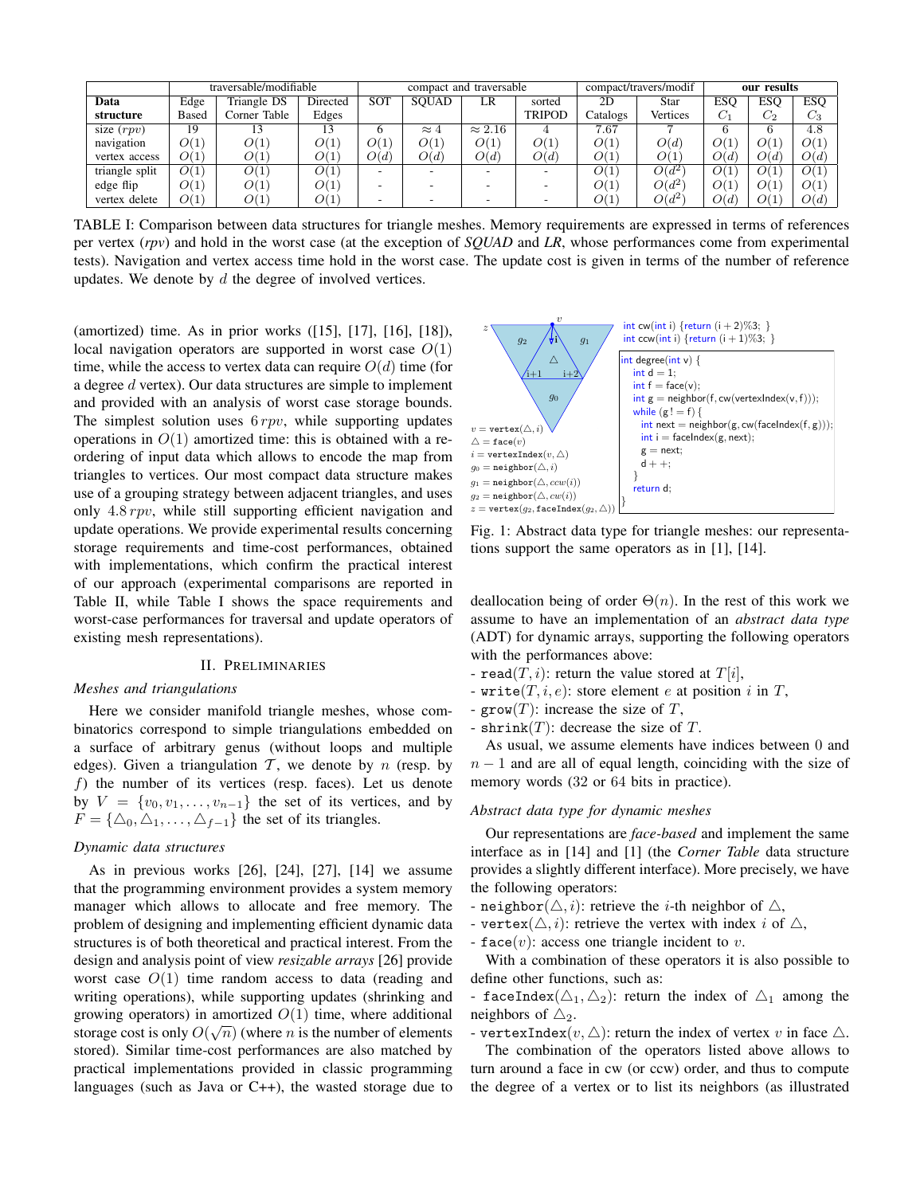| Data structure | traversable/modifiable | | | compact and traversable | | | | compact/travers/modif | | our results | | |
|---|---|---|---|---|---|---|---|---|---|---|---|---|
| | Edge Based | Triangle DS Corner Table | Directed Edges | SOT | SQUAD | LR | sorted TRIPOD | 2D Catalogs | Star Vertices | ESQ $C_1$ | ESQ $C_2$ | ESQ $C_3$ |
| size ($rpv$) | 19 | 13 | 13 | 6 | $\approx 4$ | $\approx 2.16$ | 4 | 7.67 | 7 | 6 | 6 | 4.8 |
| navigation | $O(1)$ | $O(1)$ | $O(1)$ | $O(1)$ | $O(1)$ | $O(1)$ | $O(1)$ | $O(1)$ | $O(d)$ | $O(1)$ | $O(1)$ | $O(1)$ |
| vertex access | $O(1)$ | $O(1)$ | $O(1)$ | $O(d)$ | $O(d)$ | $O(d)$ | $O(d)$ | $O(1)$ | $O(1)$ | $O(d)$ | $O(d)$ | $O(d)$ |
| triangle split | $O(1)$ | $O(1)$ | $O(1)$ | - | - | - | - | $O(1)$ | $O(d^2)$ | $O(1)$ | $O(1)$ | $O(1)$ |
| edge flip | $O(1)$ | $O(1)$ | $O(1)$ | - | - | - | - | $O(1)$ | $O(d^2)$ | $O(1)$ | $O(1)$ | $O(1)$ |
| vertex delete | $O(1)$ | $O(1)$ | $O(1)$ | - | - | - | - | $O(1)$ | $O(d^2)$ | $O(d)$ | $O(1)$ | $O(d)$ |

TABLE I: Comparison between data structures for triangle meshes. Memory requirements are expressed in terms of references per vertex (*rpv*) and hold in the worst case (at the exception of *SQUAD* and *LR*, whose performances come from experimental tests). Navigation and vertex access time hold in the worst case. The update cost is given in terms of the number of reference updates. We denote by $d$ the degree of involved vertices.

(amortized) time. As in prior works ([15], [17], [16], [18]), local navigation operators are supported in worst case $O(1)$ time, while the access to vertex data can require $O(d)$ time (for a degree $d$ vertex). Our data structures are simple to implement and provided with an analysis of worst case storage bounds. The simplest solution uses $6\,rpv$, while supporting updates operations in $O(1)$ amortized time: this is obtained with a re-ordering of input data which allows to encode the map from triangles to vertices. Our most compact data structure makes use of a grouping strategy between adjacent triangles, and uses only $4.8\,rpv$, while still supporting efficient navigation and update operations. We provide experimental results concerning storage requirements and time-cost performances, obtained with implementations, which confirm the practical interest of our approach (experimental comparisons are reported in Table II, while Table I shows the space requirements and worst-case performances for traversal and update operators of existing mesh representations).

## II. Preliminaries

### *Meshes and triangulations*

Here we consider manifold triangle meshes, whose combinatorics correspond to simple triangulations embedded on a surface of arbitrary genus (without loops and multiple edges). Given a triangulation $\mathcal{T}$, we denote by $n$ (resp. by $f$) the number of its vertices (resp. faces). Let us denote by $V = \{v_0, v_1, \ldots, v_{n-1}\}$ the set of its vertices, and by $F = \{\triangle_0, \triangle_1, \ldots, \triangle_{f-1}\}$ the set of its triangles.

### *Dynamic data structures*

As in previous works [26], [24], [27], [14] we assume that the programming environment provides a system memory manager which allows to allocate and free memory. The problem of designing and implementing efficient dynamic data structures is of both theoretical and practical interest. From the design and analysis point of view *resizable arrays* [26] provide worst case $O(1)$ time random access to data (reading and writing operations), while supporting updates (shrinking and growing operators) in amortized $O(1)$ time, where additional storage cost is only $O(\sqrt{n})$ (where $n$ is the number of elements stored). Similar time-cost performances are also matched by practical implementations provided in classic programming languages (such as Java or C++), the wasted storage due to

$z$, $v$, $g_2$, $g_1$, $g_0$, $i$, $i+1$, $i+2$, $\triangle$

$v = \texttt{vertex}(\triangle, i)$
$\triangle = \texttt{face}(v)$
$i = \texttt{vertexIndex}(v, \triangle)$
$g_0 = \texttt{neighbor}(\triangle, i)$
$g_1 = \texttt{neighbor}(\triangle, ccw(i))$
$g_2 = \texttt{neighbor}(\triangle, cw(i))$
$z = \texttt{vertex}(g_2, \texttt{faceIndex}(g_2, \triangle))$

```
int cw(int i) {return (i + 2)%3; }
int ccw(int i) {return (i + 1)%3; }
```

```
int degree(int v) {
  int d = 1;
  int f = face(v);
  int g = neighbor(f, cw(vertexIndex(v, f)));
  while (g != f) {
    int next = neighbor(g, cw(faceIndex(f, g)));
    int i = faceIndex(g, next);
    g = next;
    d++;
  }
  return d;
}
```

Fig. 1: Abstract data type for triangle meshes: our representations support the same operators as in [1], [14].

deallocation being of order $\Theta(n)$. In the rest of this work we assume to have an implementation of an *abstract data type* (ADT) for dynamic arrays, supporting the following operators with the performances above:

- $\texttt{read}(T, i)$: return the value stored at $T[i]$,
- $\texttt{write}(T, i, e)$: store element $e$ at position $i$ in $T$,
- $\texttt{grow}(T)$: increase the size of $T$,
- $\texttt{shrink}(T)$: decrease the size of $T$.

As usual, we assume elements have indices between 0 and $n-1$ and are all of equal length, coinciding with the size of memory words (32 or 64 bits in practice).

### *Abstract data type for dynamic meshes*

Our representations are *face-based* and implement the same interface as in [14] and [1] (the *Corner Table* data structure provides a slightly different interface). More precisely, we have the following operators:

- $\texttt{neighbor}(\triangle, i)$: retrieve the $i$-th neighbor of $\triangle$,
- $\texttt{vertex}(\triangle, i)$: retrieve the vertex with index $i$ of $\triangle$,
- $\texttt{face}(v)$: access one triangle incident to $v$.

With a combination of these operators it is also possible to define other functions, such as:

- $\texttt{faceIndex}(\triangle_1, \triangle_2)$: return the index of $\triangle_1$ among the neighbors of $\triangle_2$.
- $\texttt{vertexIndex}(v, \triangle)$: return the index of vertex $v$ in face $\triangle$.

The combination of the operators listed above allows to turn around a face in cw (or ccw) order, and thus to compute the degree of a vertex or to list its neighbors (as illustrated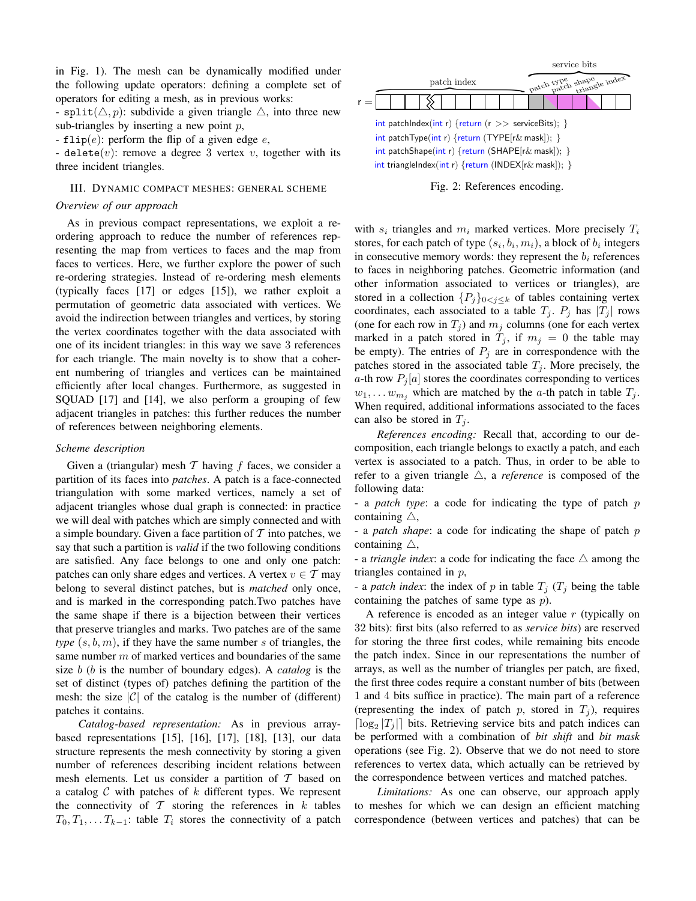in Fig. 1). The mesh can be dynamically modified under the following update operators: defining a complete set of operators for editing a mesh, as in previous works:

- `split`($\triangle, p$): subdivide a given triangle $\triangle$, into three new sub-triangles by inserting a new point $p$,
- `flip`($e$): perform the flip of a given edge $e$,
- `delete`($v$): remove a degree 3 vertex $v$, together with its three incident triangles.

## III. Dynamic compact meshes: general scheme

### *Overview of our approach*

As in previous compact representations, we exploit a re-ordering approach to reduce the number of references representing the map from vertices to faces and the map from faces to vertices. Here, we further explore the power of such re-ordering strategies. Instead of re-ordering mesh elements (typically faces [17] or edges [15]), we rather exploit a permutation of geometric data associated with vertices. We avoid the indirection between triangles and vertices, by storing the vertex coordinates together with the data associated with one of its incident triangles: in this way we save 3 references for each triangle. The main novelty is to show that a coherent numbering of triangles and vertices can be maintained efficiently after local changes. Furthermore, as suggested in SQUAD [17] and [14], we also perform a grouping of few adjacent triangles in patches: this further reduces the number of references between neighboring elements.

### *Scheme description*

Given a (triangular) mesh $\mathcal{T}$ having $f$ faces, we consider a partition of its faces into *patches*. A patch is a face-connected triangulation with some marked vertices, namely a set of adjacent triangles whose dual graph is connected: in practice we will deal with patches which are simply connected and with a simple boundary. Given a face partition of $\mathcal{T}$ into patches, we say that such a partition is *valid* if the two following conditions are satisfied. Any face belongs to one and only one patch: patches can only share edges and vertices. A vertex $v \in \mathcal{T}$ may belong to several distinct patches, but is *matched* only once, and is marked in the corresponding patch.Two patches have the same shape if there is a bijection between their vertices that preserve triangles and marks. Two patches are of the same *type* $(s, b, m)$, if they have the same number $s$ of triangles, the same number $m$ of marked vertices and boundaries of the same size $b$ ($b$ is the number of boundary edges). A *catalog* is the set of distinct (types of) patches defining the partition of the mesh: the size $|\mathcal{C}|$ of the catalog is the number of (different) patches it contains.

*Catalog-based representation:* As in previous array-based representations [15], [16], [17], [18], [13], our data structure represents the mesh connectivity by storing a given number of references describing incident relations between mesh elements. Let us consider a partition of $\mathcal{T}$ based on a catalog $\mathcal{C}$ with patches of $k$ different types. We represent the connectivity of $\mathcal{T}$ storing the references in $k$ tables $T_0, T_1, \ldots T_{k-1}$: table $T_i$ stores the connectivity of a patch with $s_i$ triangles and $m_i$ marked vertices. More precisely $T_i$ stores, for each patch of type $(s_i, b_i, m_i)$, a block of $b_i$ integers in consecutive memory words: they represent the $b_i$ references to faces in neighboring patches. Geometric information (and other information associated to vertices or triangles), are stored in a collection $\{P_j\}_{0<j\leq k}$ of tables containing vertex coordinates, each associated to a table $T_j$. $P_j$ has $|T_j|$ rows (one for each row in $T_j$) and $m_j$ columns (one for each vertex marked in a patch stored in $T_j$, if $m_j = 0$ the table may be empty). The entries of $P_j$ are in correspondence with the patches stored in the associated table $T_j$. More precisely, the $a$-th row $P_j[a]$ stores the coordinates corresponding to vertices $w_1, \ldots w_{m_j}$ which are matched by the $a$-th patch in table $T_j$. When required, additional informations associated to the faces can also be stored in $T_j$.

r = [ patch index | service bits: patch type, patch shape, triangle index ]

```
int patchIndex(int r) {return (r >> serviceBits); }
int patchType(int r) {return (TYPE[r& mask]); }
int patchShape(int r) {return (SHAPE[r& mask]); }
int triangleIndex(int r) {return (INDEX[r& mask]); }
```

Fig. 2: References encoding.

*References encoding:* Recall that, according to our decomposition, each triangle belongs to exactly a patch, and each vertex is associated to a patch. Thus, in order to be able to refer to a given triangle $\triangle$, a *reference* is composed of the following data:

- a *patch type*: a code for indicating the type of patch $p$ containing $\triangle$,
- a *patch shape*: a code for indicating the shape of patch $p$ containing $\triangle$,
- a *triangle index*: a code for indicating the face $\triangle$ among the triangles contained in $p$,
- a *patch index*: the index of $p$ in table $T_j$ ($T_j$ being the table containing the patches of same type as $p$).

A reference is encoded as an integer value $r$ (typically on 32 bits): first bits (also referred to as *service bits*) are reserved for storing the three first codes, while remaining bits encode the patch index. Since in our representations the number of arrays, as well as the number of triangles per patch, are fixed, the first three codes require a constant number of bits (between 1 and 4 bits suffice in practice). The main part of a reference (representing the index of patch $p$, stored in $T_j$), requires $\lceil \log_2 |T_j| \rceil$ bits. Retrieving service bits and patch indices can be performed with a combination of *bit shift* and *bit mask* operations (see Fig. 2). Observe that we do not need to store references to vertex data, which actually can be retrieved by the correspondence between vertices and matched patches.

*Limitations:* As one can observe, our approach apply to meshes for which we can design an efficient matching correspondence (between vertices and patches) that can be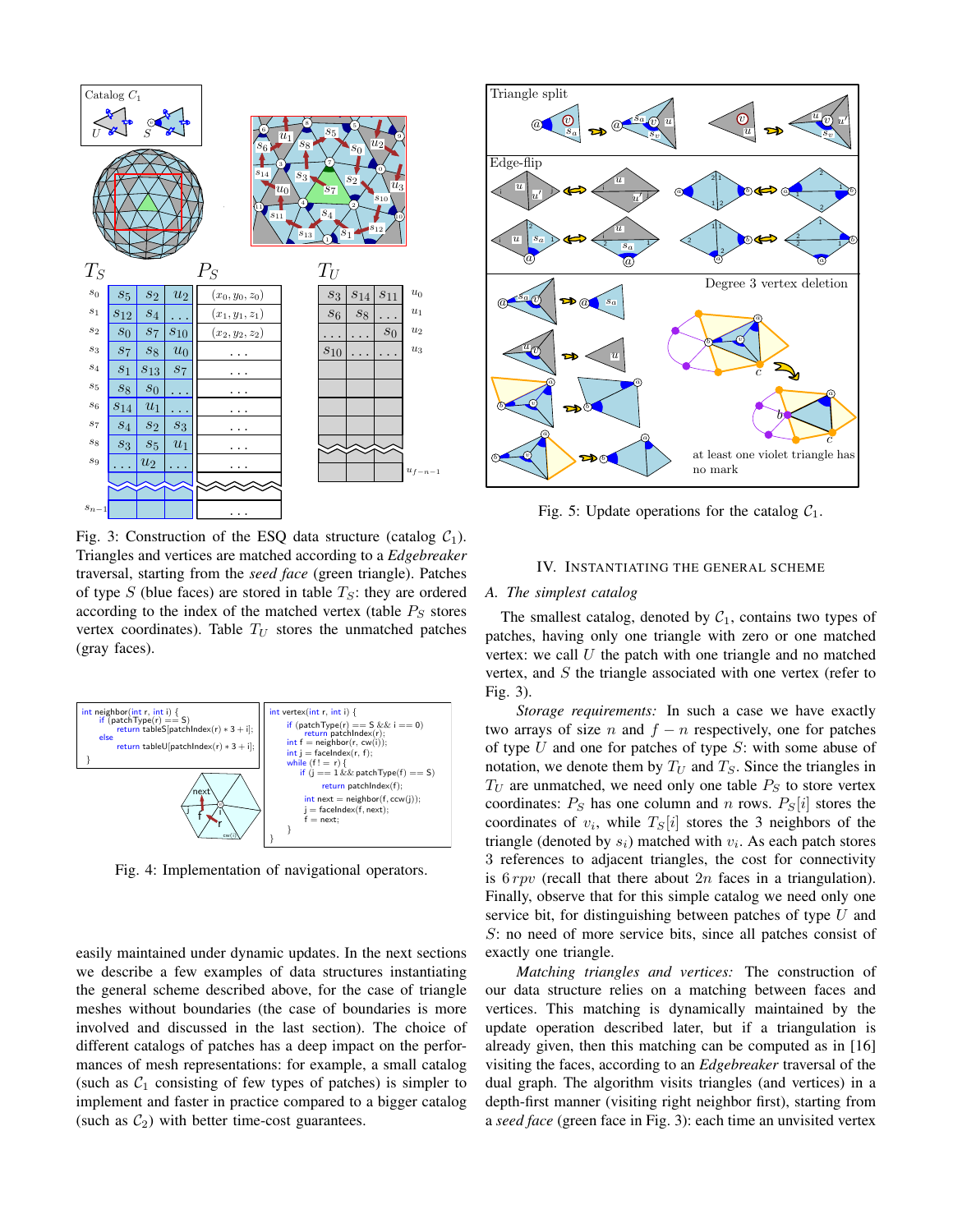Fig. 3: Construction of the ESQ data structure (catalog $\mathcal{C}_1$). Triangles and vertices are matched according to a *Edgebreaker* traversal, starting from the *seed face* (green triangle). Patches of type $S$ (blue faces) are stored in table $T_S$: they are ordered according to the index of the matched vertex (table $P_S$ stores vertex coordinates). Table $T_U$ stores the unmatched patches (gray faces).

```
int neighbor(int r, int i) {
    if (patchType(r) == S)
        return tableS[patchIndex(r) * 3 + i];
    else
        return tableU[patchIndex(r) * 3 + i];
}
```

```
int vertex(int r, int i) {
    if (patchType(r) == S && i == 0)
        return patchIndex(r);
    int f = neighbor(r, cw(i));
    int j = faceIndex(r, f);
    while (f != r) {
        if (j == 1 && patchType(f) == S)
            return patchIndex(f);
        int next = neighbor(f, ccw(j));
        j = faceIndex(f, next);
        f = next;
    }
}
```

Fig. 4: Implementation of navigational operators.

easily maintained under dynamic updates. In the next sections we describe a few examples of data structures instantiating the general scheme described above, for the case of triangle meshes without boundaries (the case of boundaries is more involved and discussed in the last section). The choice of different catalogs of patches has a deep impact on the performances of mesh representations: for example, a small catalog (such as $\mathcal{C}_1$ consisting of few types of patches) is simpler to implement and faster in practice compared to a bigger catalog (such as $\mathcal{C}_2$) with better time-cost guarantees.

Fig. 5: Update operations for the catalog $\mathcal{C}_1$.

## IV. Instantiating the General Scheme

### A. The simplest catalog

The smallest catalog, denoted by $\mathcal{C}_1$, contains two types of patches, having only one triangle with zero or one matched vertex: we call $U$ the patch with one triangle and no matched vertex, and $S$ the triangle associated with one vertex (refer to Fig. 3).

*Storage requirements:* In such a case we have exactly two arrays of size $n$ and $f-n$ respectively, one for patches of type $U$ and one for patches of type $S$: with some abuse of notation, we denote them by $T_U$ and $T_S$. Since the triangles in $T_U$ are unmatched, we need only one table $P_S$ to store vertex coordinates: $P_S$ has one column and $n$ rows. $P_S[i]$ stores the coordinates of $v_i$, while $T_S[i]$ stores the 3 neighbors of the triangle (denoted by $s_i$) matched with $v_i$. As each patch stores 3 references to adjacent triangles, the cost for connectivity is $6\,rpv$ (recall that there about $2n$ faces in a triangulation). Finally, observe that for this simple catalog we need only one service bit, for distinguishing between patches of type $U$ and $S$: no need of more service bits, since all patches consist of exactly one triangle.

*Matching triangles and vertices:* The construction of our data structure relies on a matching between faces and vertices. This matching is dynamically maintained by the update operation described later, but if a triangulation is already given, then this matching can be computed as in [16] visiting the faces, according to an *Edgebreaker* traversal of the dual graph. The algorithm visits triangles (and vertices) in a depth-first manner (visiting right neighbor first), starting from a *seed face* (green face in Fig. 3): each time an unvisited vertex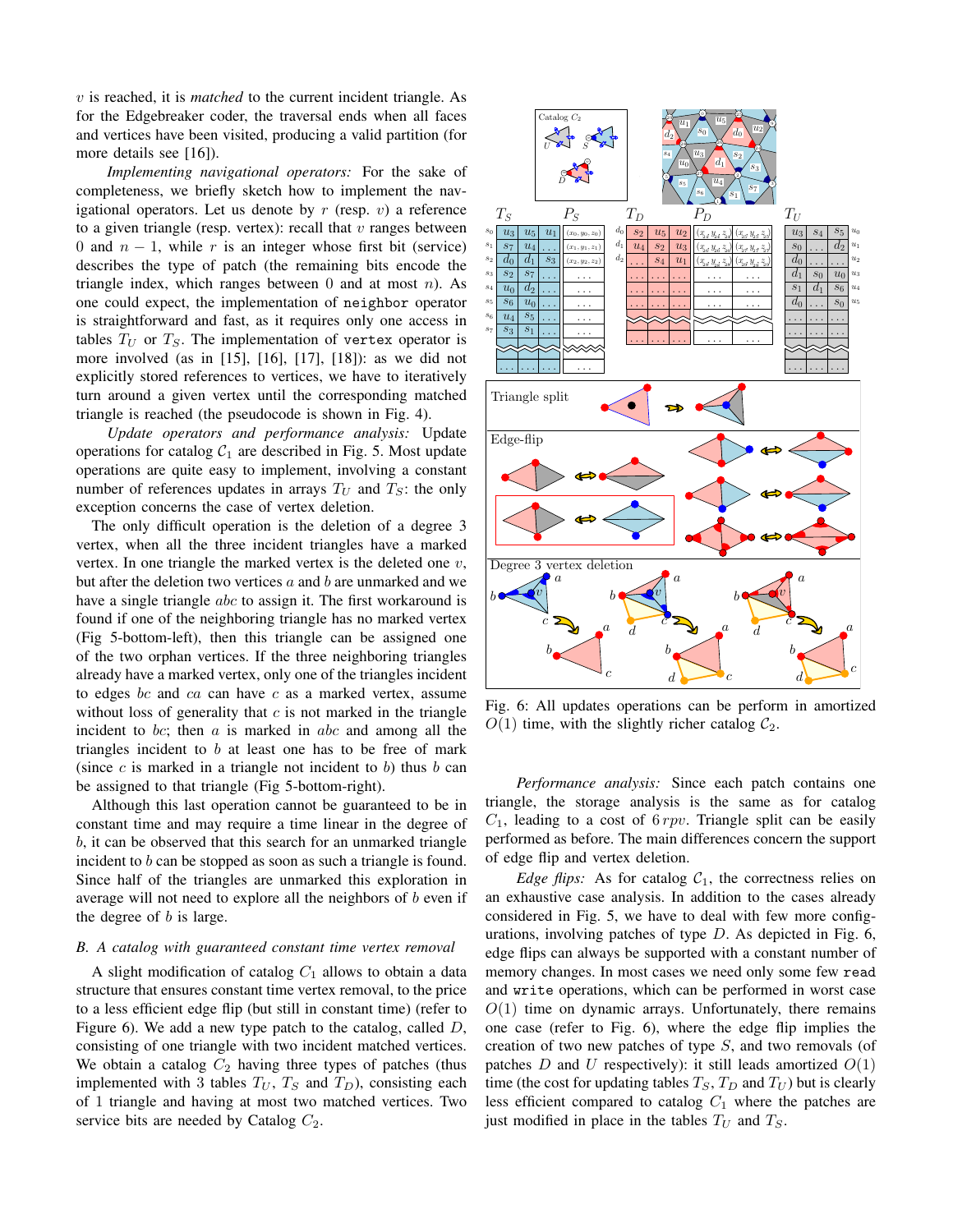$v$ is reached, it is *matched* to the current incident triangle. As for the Edgebreaker coder, the traversal ends when all faces and vertices have been visited, producing a valid partition (for more details see [16]).

*Implementing navigational operators:* For the sake of completeness, we briefly sketch how to implement the navigational operators. Let us denote by $r$ (resp. $v$) a reference to a given triangle (resp. vertex): recall that $v$ ranges between 0 and $n-1$, while $r$ is an integer whose first bit (service) describes the type of patch (the remaining bits encode the triangle index, which ranges between 0 and at most $n$). As one could expect, the implementation of `neighbor` operator is straightforward and fast, as it requires only one access in tables $T_U$ or $T_S$. The implementation of `vertex` operator is more involved (as in [15], [16], [17], [18]): as we did not explicitly stored references to vertices, we have to iteratively turn around a given vertex until the corresponding matched triangle is reached (the pseudocode is shown in Fig. 4).

*Update operators and performance analysis:* Update operations for catalog $\mathcal{C}_1$ are described in Fig. 5. Most update operations are quite easy to implement, involving a constant number of references updates in arrays $T_U$ and $T_S$: the only exception concerns the case of vertex deletion.

The only difficult operation is the deletion of a degree 3 vertex, when all the three incident triangles have a marked vertex. In one triangle the marked vertex is the deleted one $v$, but after the deletion two vertices $a$ and $b$ are unmarked and we have a single triangle $abc$ to assign it. The first workaround is found if one of the neighboring triangle has no marked vertex (Fig 5-bottom-left), then this triangle can be assigned one of the two orphan vertices. If the three neighboring triangles already have a marked vertex, only one of the triangles incident to edges $bc$ and $ca$ can have $c$ as a marked vertex, assume without loss of generality that $c$ is not marked in the triangle incident to $bc$; then $a$ is marked in $abc$ and among all the triangles incident to $b$ at least one has to be free of mark (since $c$ is marked in a triangle not incident to $b$) thus $b$ can be assigned to that triangle (Fig 5-bottom-right).

Although this last operation cannot be guaranteed to be in constant time and may require a time linear in the degree of $b$, it can be observed that this search for an unmarked triangle incident to $b$ can be stopped as soon as such a triangle is found. Since half of the triangles are unmarked this exploration in average will not need to explore all the neighbors of $b$ even if the degree of $b$ is large.

### B. A catalog with guaranteed constant time vertex removal

A slight modification of catalog $C_1$ allows to obtain a data structure that ensures constant time vertex removal, to the price to a less efficient edge flip (but still in constant time) (refer to Figure 6). We add a new type patch to the catalog, called $D$, consisting of one triangle with two incident matched vertices. We obtain a catalog $C_2$ having three types of patches (thus implemented with 3 tables $T_U$, $T_S$ and $T_D$), consisting each of 1 triangle and having at most two matched vertices. Two service bits are needed by Catalog $C_2$.

Fig. 6: All updates operations can be perform in amortized $O(1)$ time, with the slightly richer catalog $\mathcal{C}_2$.

*Performance analysis:* Since each patch contains one triangle, the storage analysis is the same as for catalog $C_1$, leading to a cost of $6\,rpv$. Triangle split can be easily performed as before. The main differences concern the support of edge flip and vertex deletion.

*Edge flips:* As for catalog $\mathcal{C}_1$, the correctness relies on an exhaustive case analysis. In addition to the cases already considered in Fig. 5, we have to deal with few more configurations, involving patches of type $D$. As depicted in Fig. 6, edge flips can always be supported with a constant number of memory changes. In most cases we need only some few `read` and `write` operations, which can be performed in worst case $O(1)$ time on dynamic arrays. Unfortunately, there remains one case (refer to Fig. 6), where the edge flip implies the creation of two new patches of type $S$, and two removals (of patches $D$ and $U$ respectively): it still leads amortized $O(1)$ time (the cost for updating tables $T_S$, $T_D$ and $T_U$) but is clearly less efficient compared to catalog $C_1$ where the patches are just modified in place in the tables $T_U$ and $T_S$.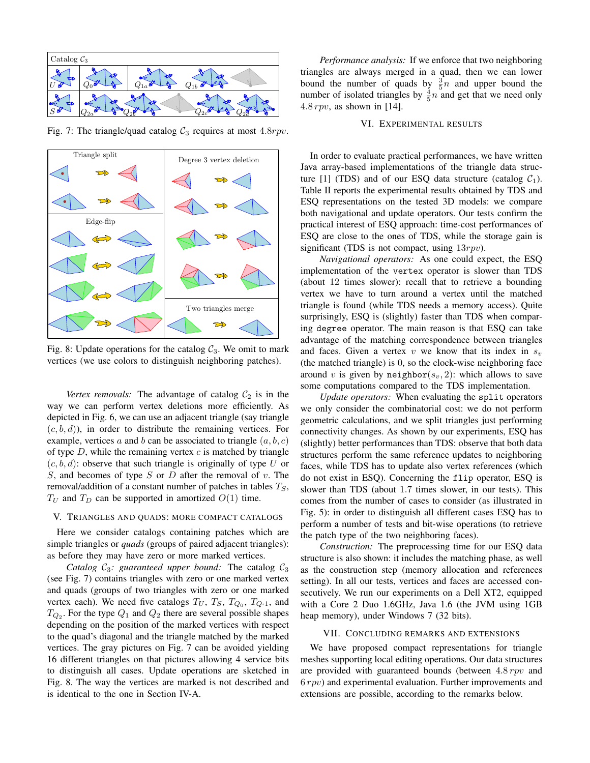Fig. 7: The triangle/quad catalog $\mathcal{C}_3$ requires at most $4.8rpv$.

Fig. 8: Update operations for the catalog $\mathcal{C}_3$. We omit to mark vertices (we use colors to distinguish neighboring patches).

*Vertex removals:* The advantage of catalog $\mathcal{C}_2$ is in the way we can perform vertex deletions more efficiently. As depicted in Fig. 6, we can use an adjacent triangle (say triangle $(c, b, d)$), in order to distribute the remaining vertices. For example, vertices $a$ and $b$ can be associated to triangle $(a, b, c)$ of type $D$, while the remaining vertex $c$ is matched by triangle $(c, b, d)$: observe that such triangle is originally of type $U$ or $S$, and becomes of type $S$ or $D$ after the removal of $v$. The removal/addition of a constant number of patches in tables $T_S$, $T_U$ and $T_D$ can be supported in amortized $O(1)$ time.

## V. Triangles and quads: more compact catalogs

Here we consider catalogs containing patches which are simple triangles or *quads* (groups of paired adjacent triangles): as before they may have zero or more marked vertices.

*Catalog $\mathcal{C}_3$: guaranteed upper bound:* The catalog $\mathcal{C}_3$ (see Fig. 7) contains triangles with zero or one marked vertex and quads (groups of two triangles with zero or one marked vertex each). We need five catalogs $T_U$, $T_S$, $T_{Q_0}$, $T_{Q\cdot 1}$, and $T_{Q_2}$. For the type $Q_1$ and $Q_2$ there are several possible shapes depending on the position of the marked vertices with respect to the quad's diagonal and the triangle matched by the marked vertices. The gray pictures on Fig. 7 can be avoided yielding 16 different triangles on that pictures allowing 4 service bits to distinguish all cases. Update operations are sketched in Fig. 8. The way the vertices are marked is not described and is identical to the one in Section IV-A.

*Performance analysis:* If we enforce that two neighboring triangles are always merged in a quad, then we can lower bound the number of quads by $\frac{3}{5}n$ and upper bound the number of isolated triangles by $\frac{4}{5}n$ and get that we need only $4.8\,rpv$, as shown in [14].

## VI. Experimental results

In order to evaluate practical performances, we have written Java array-based implementations of the triangle data structure [1] (TDS) and of our ESQ data structure (catalog $\mathcal{C}_1$). Table II reports the experimental results obtained by TDS and ESQ representations on the tested 3D models: we compare both navigational and update operators. Our tests confirm the practical interest of ESQ approach: time-cost performances of ESQ are close to the ones of TDS, while the storage gain is significant (TDS is not compact, using $13rpv$).

*Navigational operators:* As one could expect, the ESQ implementation of the `vertex` operator is slower than TDS (about 12 times slower): recall that to retrieve a bounding vertex we have to turn around a vertex until the matched triangle is found (while TDS needs a memory access). Quite surprisingly, ESQ is (slightly) faster than TDS when comparing `degree` operator. The main reason is that ESQ can take advantage of the matching correspondence between triangles and faces. Given a vertex $v$ we know that its index in $s_v$ (the matched triangle) is 0, so the clock-wise neighboring face around $v$ is given by `neighbor`$(s_v, 2)$: which allows to save some computations compared to the TDS implementation.

*Update operators:* When evaluating the `split` operators we only consider the combinatorial cost: we do not perform geometric calculations, and we split triangles just performing connectivity changes. As shown by our experiments, ESQ has (slightly) better performances than TDS: observe that both data structures perform the same reference updates to neighboring faces, while TDS has to update also vertex references (which do not exist in ESQ). Concerning the `flip` operator, ESQ is slower than TDS (about 1.7 times slower, in our tests). This comes from the number of cases to consider (as illustrated in Fig. 5): in order to distinguish all different cases ESQ has to perform a number of tests and bit-wise operations (to retrieve the patch type of the two neighboring faces).

*Construction:* The preprocessing time for our ESQ data structure is also shown: it includes the matching phase, as well as the construction step (memory allocation and references setting). In all our tests, vertices and faces are accessed consecutively. We run our experiments on a Dell XT2, equipped with a Core 2 Duo 1.6GHz, Java 1.6 (the JVM using 1GB heap memory), under Windows 7 (32 bits).

## VII. Concluding remarks and extensions

We have proposed compact representations for triangle meshes supporting local editing operations. Our data structures are provided with guaranteed bounds (between $4.8\,rpv$ and $6\,rpv$) and experimental evaluation. Further improvements and extensions are possible, according to the remarks below.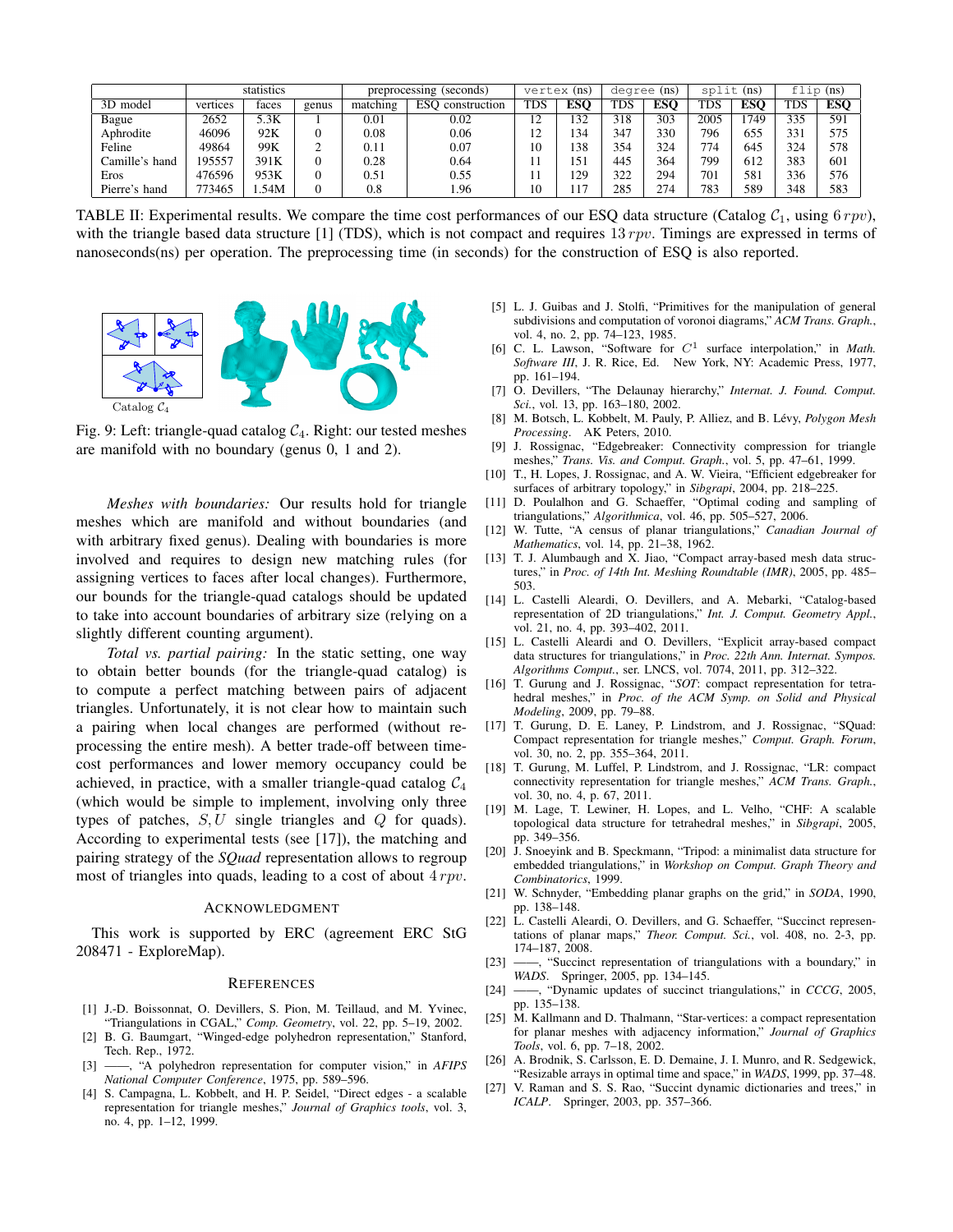| 3D model | statistics | | | preprocessing (seconds) | | vertex (ns) | | degree (ns) | | split (ns) | | flip (ns) | |
|---|---|---|---|---|---|---|---|---|---|---|---|---|---|
| | vertices | faces | genus | matching | ESQ construction | TDS | **ESQ** | TDS | **ESQ** | TDS | **ESQ** | TDS | **ESQ** |
| Bague | 2652 | 5.3K | 1 | 0.01 | 0.02 | 12 | 132 | 318 | 303 | 2005 | 1749 | 335 | 591 |
| Aphrodite | 46096 | 92K | 0 | 0.08 | 0.06 | 12 | 134 | 347 | 330 | 796 | 655 | 331 | 575 |
| Feline | 49864 | 99K | 2 | 0.11 | 0.07 | 10 | 138 | 354 | 324 | 774 | 645 | 324 | 578 |
| Camille's hand | 195557 | 391K | 0 | 0.28 | 0.64 | 11 | 151 | 445 | 364 | 799 | 612 | 383 | 601 |
| Eros | 476596 | 953K | 0 | 0.51 | 0.55 | 11 | 129 | 322 | 294 | 701 | 581 | 336 | 576 |
| Pierre's hand | 773465 | 1.54M | 0 | 0.8 | 1.96 | 10 | 117 | 285 | 274 | 783 | 589 | 348 | 583 |

TABLE II: Experimental results. We compare the time cost performances of our ESQ data structure (Catalog $\mathcal{C}_1$, using $6\,rpv$), with the triangle based data structure [1] (TDS), which is not compact and requires $13\,rpv$. Timings are expressed in terms of nanoseconds(ns) per operation. The preprocessing time (in seconds) for the construction of ESQ is also reported.

Catalog $\mathcal{C}_4$

Fig. 9: Left: triangle-quad catalog $\mathcal{C}_4$. Right: our tested meshes are manifold with no boundary (genus 0, 1 and 2).

*Meshes with boundaries:* Our results hold for triangle meshes which are manifold and without boundaries (and with arbitrary fixed genus). Dealing with boundaries is more involved and requires to design new matching rules (for assigning vertices to faces after local changes). Furthermore, our bounds for the triangle-quad catalogs should be updated to take into account boundaries of arbitrary size (relying on a slightly different counting argument).

*Total vs. partial pairing:* In the static setting, one way to obtain better bounds (for the triangle-quad catalog) is to compute a perfect matching between pairs of adjacent triangles. Unfortunately, it is not clear how to maintain such a pairing when local changes are performed (without re-processing the entire mesh). A better trade-off between time-cost performances and lower memory occupancy could be achieved, in practice, with a smaller triangle-quad catalog $\mathcal{C}_4$ (which would be simple to implement, involving only three types of patches, $S, U$ single triangles and $Q$ for quads). According to experimental tests (see [17]), the matching and pairing strategy of the *SQuad* representation allows to regroup most of triangles into quads, leading to a cost of about $4\,rpv$.

## Acknowledgment

This work is supported by ERC (agreement ERC StG 208471 - ExploreMap).

## References

[1] J.-D. Boissonnat, O. Devillers, S. Pion, M. Teillaud, and M. Yvinec, "Triangulations in CGAL," *Comp. Geometry*, vol. 22, pp. 5–19, 2002.

[2] B. G. Baumgart, "Winged-edge polyhedron representation," Stanford, Tech. Rep., 1972.

[3] ——, "A polyhedron representation for computer vision," in *AFIPS National Computer Conference*, 1975, pp. 589–596.

[4] S. Campagna, L. Kobbelt, and H. P. Seidel, "Direct edges - a scalable representation for triangle meshes," *Journal of Graphics tools*, vol. 3, no. 4, pp. 1–12, 1999.

[5] L. J. Guibas and J. Stolfi, "Primitives for the manipulation of general subdivisions and computation of voronoi diagrams," *ACM Trans. Graph.*, vol. 4, no. 2, pp. 74–123, 1985.

[6] C. L. Lawson, "Software for $C^1$ surface interpolation," in *Math. Software III*, J. R. Rice, Ed. New York, NY: Academic Press, 1977, pp. 161–194.

[7] O. Devillers, "The Delaunay hierarchy," *Internat. J. Found. Comput. Sci.*, vol. 13, pp. 163–180, 2002.

[8] M. Botsch, L. Kobbelt, M. Pauly, P. Alliez, and B. Lévy, *Polygon Mesh Processing*. AK Peters, 2010.

[9] J. Rossignac, "Edgebreaker: Connectivity compression for triangle meshes," *Trans. Vis. and Comput. Graph.*, vol. 5, pp. 47–61, 1999.

[10] T., H. Lopes, J. Rossignac, and A. W. Vieira, "Efficient edgebreaker for surfaces of arbitrary topology," in *Sibgrapi*, 2004, pp. 218–225.

[11] D. Poulalhon and G. Schaeffer, "Optimal coding and sampling of triangulations," *Algorithmica*, vol. 46, pp. 505–527, 2006.

[12] W. Tutte, "A census of planar triangulations," *Canadian Journal of Mathematics*, vol. 14, pp. 21–38, 1962.

[13] T. J. Alumbaugh and X. Jiao, "Compact array-based mesh data structures," in *Proc. of 14th Int. Meshing Roundtable (IMR)*, 2005, pp. 485–503.

[14] L. Castelli Aleardi, O. Devillers, and A. Mebarki, "Catalog-based representation of 2D triangulations," *Int. J. Comput. Geometry Appl.*, vol. 21, no. 4, pp. 393–402, 2011.

[15] L. Castelli Aleardi and O. Devillers, "Explicit array-based compact data structures for triangulations," in *Proc. 22th Ann. Internat. Sympos. Algorithms Comput.*, ser. LNCS, vol. 7074, 2011, pp. 312–322.

[16] T. Gurung and J. Rossignac, "*SOT*: compact representation for tetrahedral meshes," in *Proc. of the ACM Symp. on Solid and Physical Modeling*, 2009, pp. 79–88.

[17] T. Gurung, D. E. Laney, P. Lindstrom, and J. Rossignac, "SQuad: Compact representation for triangle meshes," *Comput. Graph. Forum*, vol. 30, no. 2, pp. 355–364, 2011.

[18] T. Gurung, M. Luffel, P. Lindstrom, and J. Rossignac, "LR: compact connectivity representation for triangle meshes," *ACM Trans. Graph.*, vol. 30, no. 4, p. 67, 2011.

[19] M. Lage, T. Lewiner, H. Lopes, and L. Velho, "CHF: A scalable topological data structure for tetrahedral meshes," in *Sibgrapi*, 2005, pp. 349–356.

[20] J. Snoeyink and B. Speckmann, "Tripod: a minimalist data structure for embedded triangulations," in *Workshop on Comput. Graph Theory and Combinatorics*, 1999.

[21] W. Schnyder, "Embedding planar graphs on the grid," in *SODA*, 1990, pp. 138–148.

[22] L. Castelli Aleardi, O. Devillers, and G. Schaeffer, "Succinct representations of planar maps," *Theor. Comput. Sci.*, vol. 408, no. 2-3, pp. 174–187, 2008.

[23] ——, "Succinct representation of triangulations with a boundary," in *WADS*. Springer, 2005, pp. 134–145.

[24] ——, "Dynamic updates of succinct triangulations," in *CCCG*, 2005, pp. 135–138.

[25] M. Kallmann and D. Thalmann, "Star-vertices: a compact representation for planar meshes with adjacency information," *Journal of Graphics Tools*, vol. 6, pp. 7–18, 2002.

[26] A. Brodnik, S. Carlsson, E. D. Demaine, J. I. Munro, and R. Sedgewick, "Resizable arrays in optimal time and space," in *WADS*, 1999, pp. 37–48.

[27] V. Raman and S. S. Rao, "Succinct dynamic dictionaries and trees," in *ICALP*. Springer, 2003, pp. 357–366.